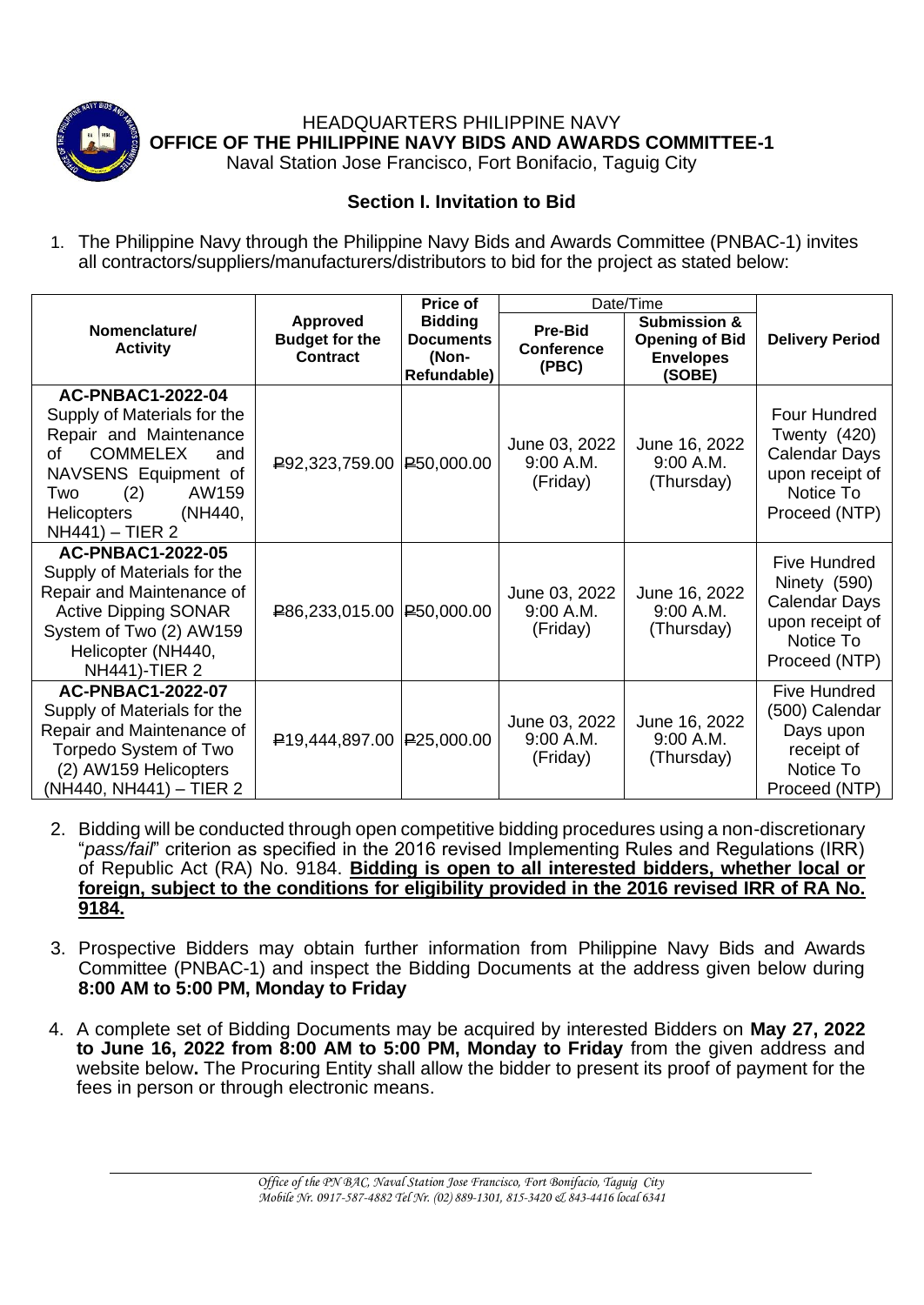HEADQUARTERS PHILIPPINE NAVY

**OFFICE OF THE PHILIPPINE NAVY BIDS AND AWARDS COMMITTEE-1**

Naval Station Jose Francisco, Fort Bonifacio, Taguig City

## Section I. Invitation to Bid

1. The Philippine Navy through the Philippine Navy Bids and Awards Committee (PNBAC-1) invites all contractors/suppliers/manufacturers/distributors to bid for the project as stated below:

| Nomenclature/ Activity | Approved Budget for the Contract | Price of Bidding Documents (Non-Refundable) | Date/Time | | Delivery Period |
|---|---|---|---|---|---|
| | | | Pre-Bid Conference (PBC) | Submission & Opening of Bid Envelopes (SOBE) | |
| **AC-PNBAC1-2022-04** Supply of Materials for the Repair and Maintenance of COMMELEX and NAVSENS Equipment of Two (2) AW159 Helicopters (NH440, NH441) – TIER 2 | ₱92,323,759.00 | ₱50,000.00 | June 03, 2022 9:00 A.M. (Friday) | June 16, 2022 9:00 A.M. (Thursday) | Four Hundred Twenty (420) Calendar Days upon receipt of Notice To Proceed (NTP) |
| **AC-PNBAC1-2022-05** Supply of Materials for the Repair and Maintenance of Active Dipping SONAR System of Two (2) AW159 Helicopter (NH440, NH441)-TIER 2 | ₱86,233,015.00 | ₱50,000.00 | June 03, 2022 9:00 A.M. (Friday) | June 16, 2022 9:00 A.M. (Thursday) | Five Hundred Ninety (590) Calendar Days upon receipt of Notice To Proceed (NTP) |
| **AC-PNBAC1-2022-07** Supply of Materials for the Repair and Maintenance of Torpedo System of Two (2) AW159 Helicopters (NH440, NH441) – TIER 2 | ₱19,444,897.00 | ₱25,000.00 | June 03, 2022 9:00 A.M. (Friday) | June 16, 2022 9:00 A.M. (Thursday) | Five Hundred (500) Calendar Days upon receipt of Notice To Proceed (NTP) |

2. Bidding will be conducted through open competitive bidding procedures using a non-discretionary "*pass/fail*" criterion as specified in the 2016 revised Implementing Rules and Regulations (IRR) of Republic Act (RA) No. 9184. **Bidding is open to all interested bidders, whether local or foreign, subject to the conditions for eligibility provided in the 2016 revised IRR of RA No. 9184.**

3. Prospective Bidders may obtain further information from Philippine Navy Bids and Awards Committee (PNBAC-1) and inspect the Bidding Documents at the address given below during **8:00 AM to 5:00 PM, Monday to Friday**

4. A complete set of Bidding Documents may be acquired by interested Bidders on **May 27, 2022 to June 16, 2022 from 8:00 AM to 5:00 PM, Monday to Friday** from the given address and website below**.** The Procuring Entity shall allow the bidder to present its proof of payment for the fees in person or through electronic means.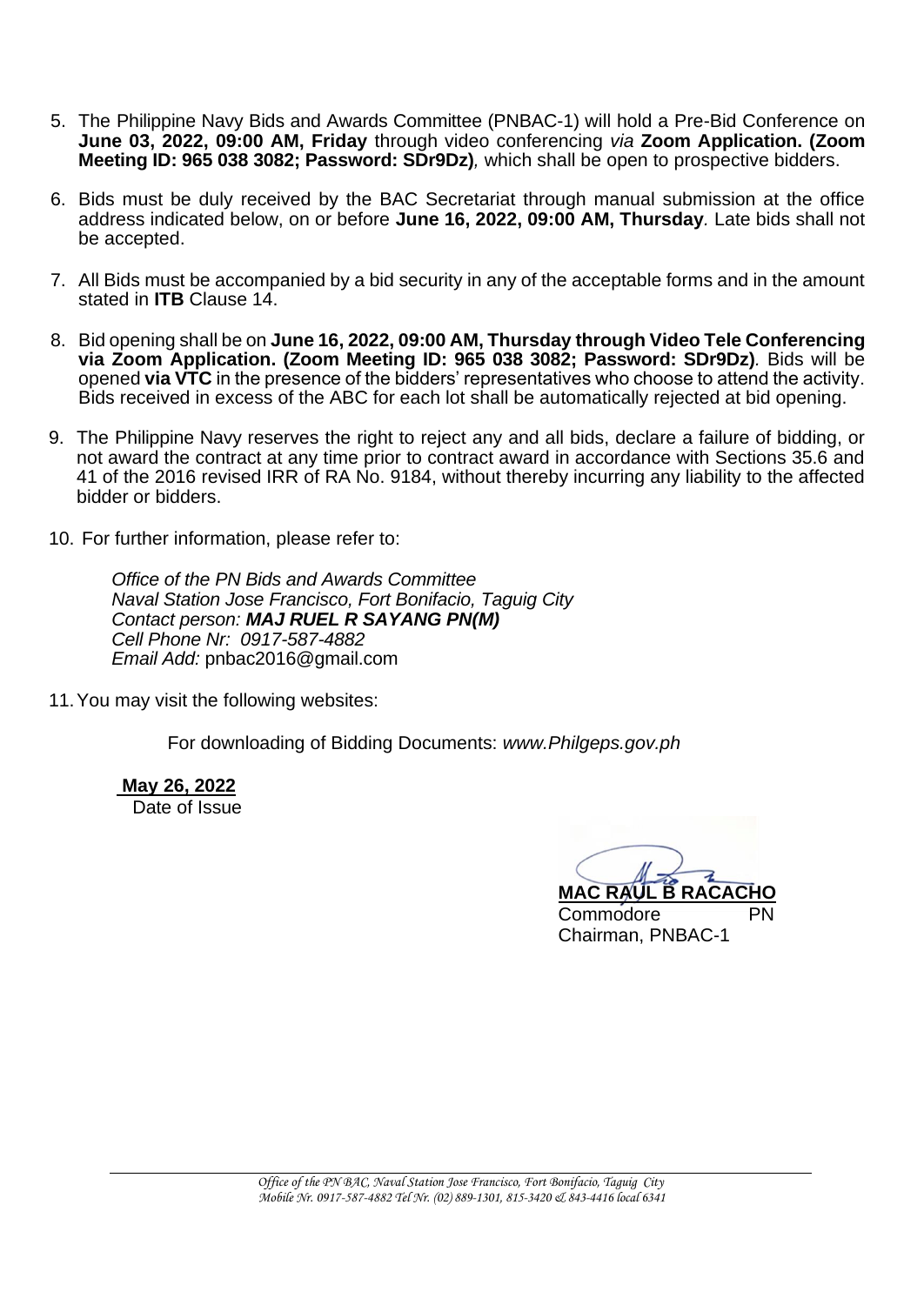5. The Philippine Navy Bids and Awards Committee (PNBAC-1) will hold a Pre-Bid Conference on **June 03, 2022, 09:00 AM, Friday** through video conferencing *via* **Zoom Application. (Zoom Meeting ID: 965 038 3082; Password: SDr9Dz)***,* which shall be open to prospective bidders.

6. Bids must be duly received by the BAC Secretariat through manual submission at the office address indicated below, on or before **June 16, 2022, 09:00 AM, Thursday**. Late bids shall not be accepted.

7. All Bids must be accompanied by a bid security in any of the acceptable forms and in the amount stated in **ITB** Clause 14.

8. Bid opening shall be on **June 16, 2022, 09:00 AM, Thursday through Video Tele Conferencing via Zoom Application. (Zoom Meeting ID: 965 038 3082; Password: SDr9Dz)***.* Bids will be opened **via VTC** in the presence of the bidders' representatives who choose to attend the activity. Bids received in excess of the ABC for each lot shall be automatically rejected at bid opening.

9. The Philippine Navy reserves the right to reject any and all bids, declare a failure of bidding, or not award the contract at any time prior to contract award in accordance with Sections 35.6 and 41 of the 2016 revised IRR of RA No. 9184, without thereby incurring any liability to the affected bidder or bidders.

10. For further information, please refer to:

    *Office of the PN Bids and Awards Committee*
    *Naval Station Jose Francisco, Fort Bonifacio, Taguig City*
    *Contact person:* ***MAJ RUEL R SAYANG PN(M)***
    *Cell Phone Nr: 0917-587-4882*
    *Email Add:* pnbac2016@gmail.com

11. You may visit the following websites:

    For downloading of Bidding Documents: *www.Philgeps.gov.ph*

**May 26, 2022**
Date of Issue

**MAC RAUL B RACACHO**
Commodore PN
Chairman, PNBAC-1

*Office of the PN BAC, Naval Station Jose Francisco, Fort Bonifacio, Taguig City*
*Mobile Nr. 0917-587-4882 Tel Nr. (02) 889-1301, 815-3420 & 843-4416 local 6341*